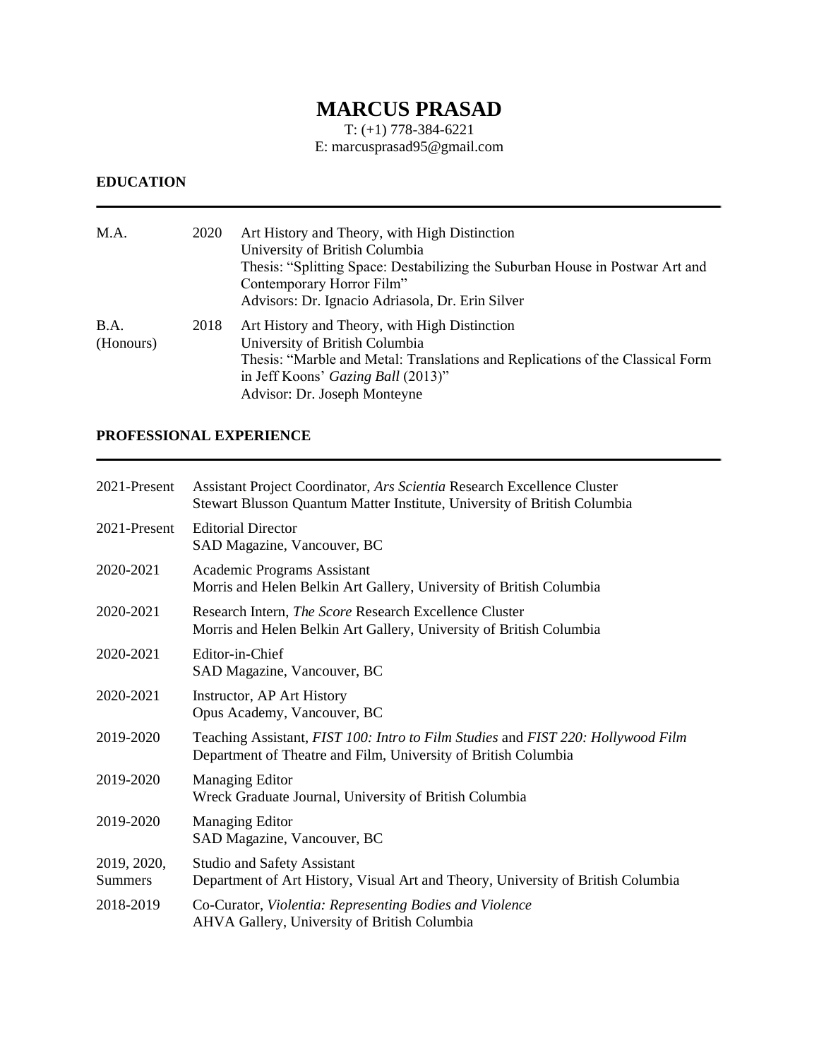# MARCUS PRASAD

T: (+1) 778-384-6221
E: marcusprasad95@gmail.com

## EDUCATION

| | | |
|---|---|---|
| M.A. | 2020 | Art History and Theory, with High Distinction<br>University of British Columbia<br>Thesis: "Splitting Space: Destabilizing the Suburban House in Postwar Art and Contemporary Horror Film"<br>Advisors: Dr. Ignacio Adriasola, Dr. Erin Silver |
| B.A. (Honours) | 2018 | Art History and Theory, with High Distinction<br>University of British Columbia<br>Thesis: "Marble and Metal: Translations and Replications of the Classical Form in Jeff Koons' *Gazing Ball* (2013)"<br>Advisor: Dr. Joseph Monteyne |

## PROFESSIONAL EXPERIENCE

| | |
|---|---|
| 2021-Present | Assistant Project Coordinator, *Ars Scientia* Research Excellence Cluster<br>Stewart Blusson Quantum Matter Institute, University of British Columbia |
| 2021-Present | Editorial Director<br>SAD Magazine, Vancouver, BC |
| 2020-2021 | Academic Programs Assistant<br>Morris and Helen Belkin Art Gallery, University of British Columbia |
| 2020-2021 | Research Intern, *The Score* Research Excellence Cluster<br>Morris and Helen Belkin Art Gallery, University of British Columbia |
| 2020-2021 | Editor-in-Chief<br>SAD Magazine, Vancouver, BC |
| 2020-2021 | Instructor, AP Art History<br>Opus Academy, Vancouver, BC |
| 2019-2020 | Teaching Assistant, *FIST 100: Intro to Film Studies* and *FIST 220: Hollywood Film*<br>Department of Theatre and Film, University of British Columbia |
| 2019-2020 | Managing Editor<br>Wreck Graduate Journal, University of British Columbia |
| 2019-2020 | Managing Editor<br>SAD Magazine, Vancouver, BC |
| 2019, 2020, Summers | Studio and Safety Assistant<br>Department of Art History, Visual Art and Theory, University of British Columbia |
| 2018-2019 | Co-Curator, *Violentia: Representing Bodies and Violence*<br>AHVA Gallery, University of British Columbia |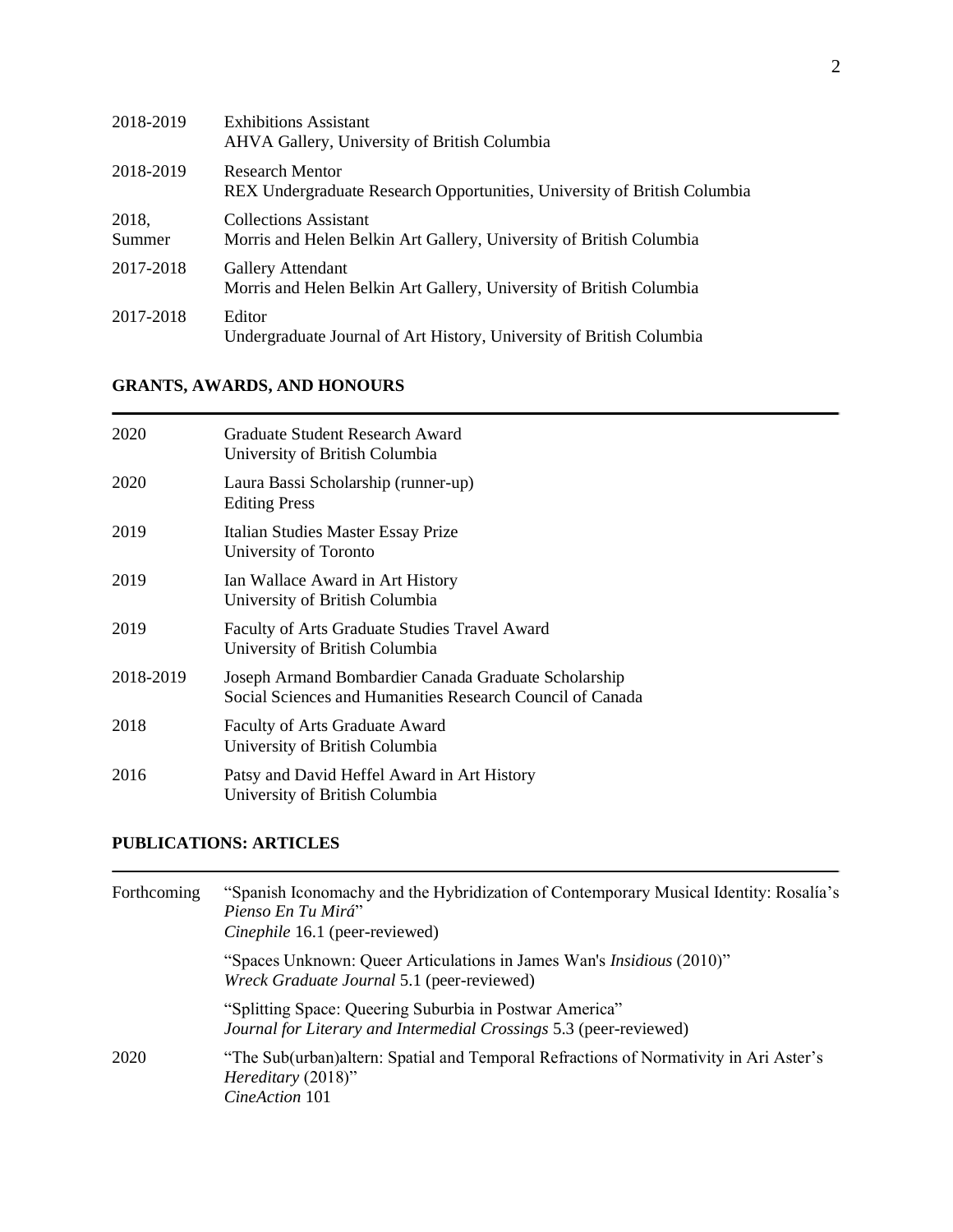| | |
|---|---|
| 2018-2019 | Exhibitions Assistant<br>AHVA Gallery, University of British Columbia |
| 2018-2019 | Research Mentor<br>REX Undergraduate Research Opportunities, University of British Columbia |
| 2018, Summer | Collections Assistant<br>Morris and Helen Belkin Art Gallery, University of British Columbia |
| 2017-2018 | Gallery Attendant<br>Morris and Helen Belkin Art Gallery, University of British Columbia |
| 2017-2018 | Editor<br>Undergraduate Journal of Art History, University of British Columbia |

## GRANTS, AWARDS, AND HONOURS

| | |
|---|---|
| 2020 | Graduate Student Research Award<br>University of British Columbia |
| 2020 | Laura Bassi Scholarship (runner-up)<br>Editing Press |
| 2019 | Italian Studies Master Essay Prize<br>University of Toronto |
| 2019 | Ian Wallace Award in Art History<br>University of British Columbia |
| 2019 | Faculty of Arts Graduate Studies Travel Award<br>University of British Columbia |
| 2018-2019 | Joseph Armand Bombardier Canada Graduate Scholarship<br>Social Sciences and Humanities Research Council of Canada |
| 2018 | Faculty of Arts Graduate Award<br>University of British Columbia |
| 2016 | Patsy and David Heffel Award in Art History<br>University of British Columbia |

## PUBLICATIONS: ARTICLES

| | |
|---|---|
| Forthcoming | "Spanish Iconomachy and the Hybridization of Contemporary Musical Identity: Rosalía's *Pienso En Tu Mirá*"<br>*Cinephile* 16.1 (peer-reviewed) |
| | "Spaces Unknown: Queer Articulations in James Wan's *Insidious* (2010)"<br>*Wreck Graduate Journal* 5.1 (peer-reviewed) |
| | "Splitting Space: Queering Suburbia in Postwar America"<br>*Journal for Literary and Intermedial Crossings* 5.3 (peer-reviewed) |
| 2020 | "The Sub(urban)altern: Spatial and Temporal Refractions of Normativity in Ari Aster's *Hereditary* (2018)"<br>*CineAction* 101 |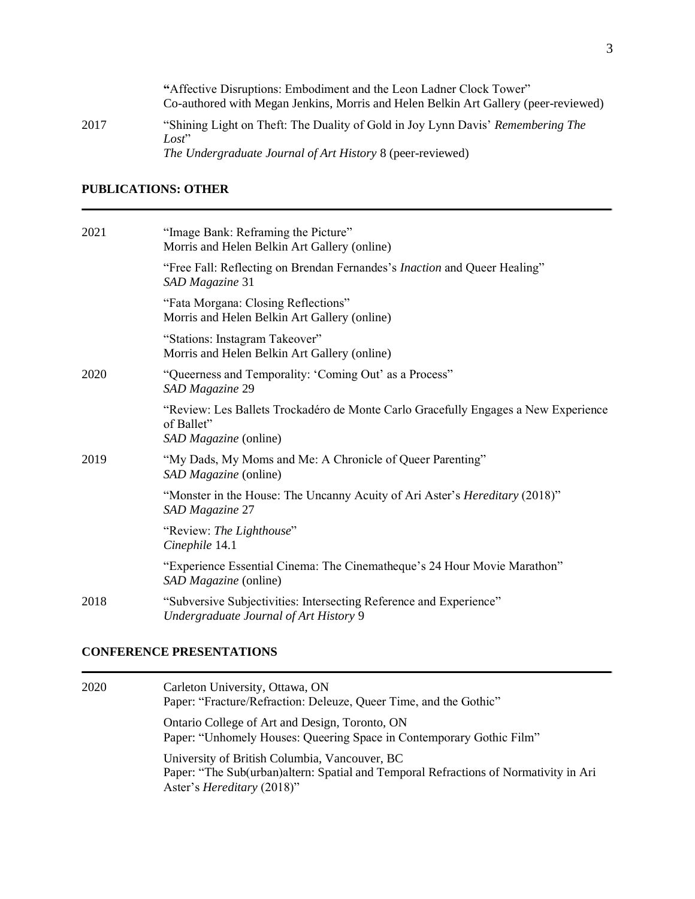"Affective Disruptions: Embodiment and the Leon Ladner Clock Tower"
Co-authored with Megan Jenkins, Morris and Helen Belkin Art Gallery (peer-reviewed)

2017 — "Shining Light on Theft: The Duality of Gold in Joy Lynn Davis' *Remembering The Lost*"
*The Undergraduate Journal of Art History* 8 (peer-reviewed)

## PUBLICATIONS: OTHER

2021 — "Image Bank: Reframing the Picture"
Morris and Helen Belkin Art Gallery (online)

"Free Fall: Reflecting on Brendan Fernandes's *Inaction* and Queer Healing"
*SAD Magazine* 31

"Fata Morgana: Closing Reflections"
Morris and Helen Belkin Art Gallery (online)

"Stations: Instagram Takeover"
Morris and Helen Belkin Art Gallery (online)

2020 — "Queerness and Temporality: 'Coming Out' as a Process"
*SAD Magazine* 29

"Review: Les Ballets Trockadéro de Monte Carlo Gracefully Engages a New Experience of Ballet"
*SAD Magazine* (online)

2019 — "My Dads, My Moms and Me: A Chronicle of Queer Parenting"
*SAD Magazine* (online)

"Monster in the House: The Uncanny Acuity of Ari Aster's *Hereditary* (2018)"
*SAD Magazine* 27

"Review: *The Lighthouse*"
*Cinephile* 14.1

"Experience Essential Cinema: The Cinematheque's 24 Hour Movie Marathon"
*SAD Magazine* (online)

2018 — "Subversive Subjectivities: Intersecting Reference and Experience"
*Undergraduate Journal of Art History* 9

## CONFERENCE PRESENTATIONS

2020 — Carleton University, Ottawa, ON
Paper: "Fracture/Refraction: Deleuze, Queer Time, and the Gothic"

Ontario College of Art and Design, Toronto, ON
Paper: "Unhomely Houses: Queering Space in Contemporary Gothic Film"

University of British Columbia, Vancouver, BC
Paper: "The Sub(urban)altern: Spatial and Temporal Refractions of Normativity in Ari Aster's *Hereditary* (2018)"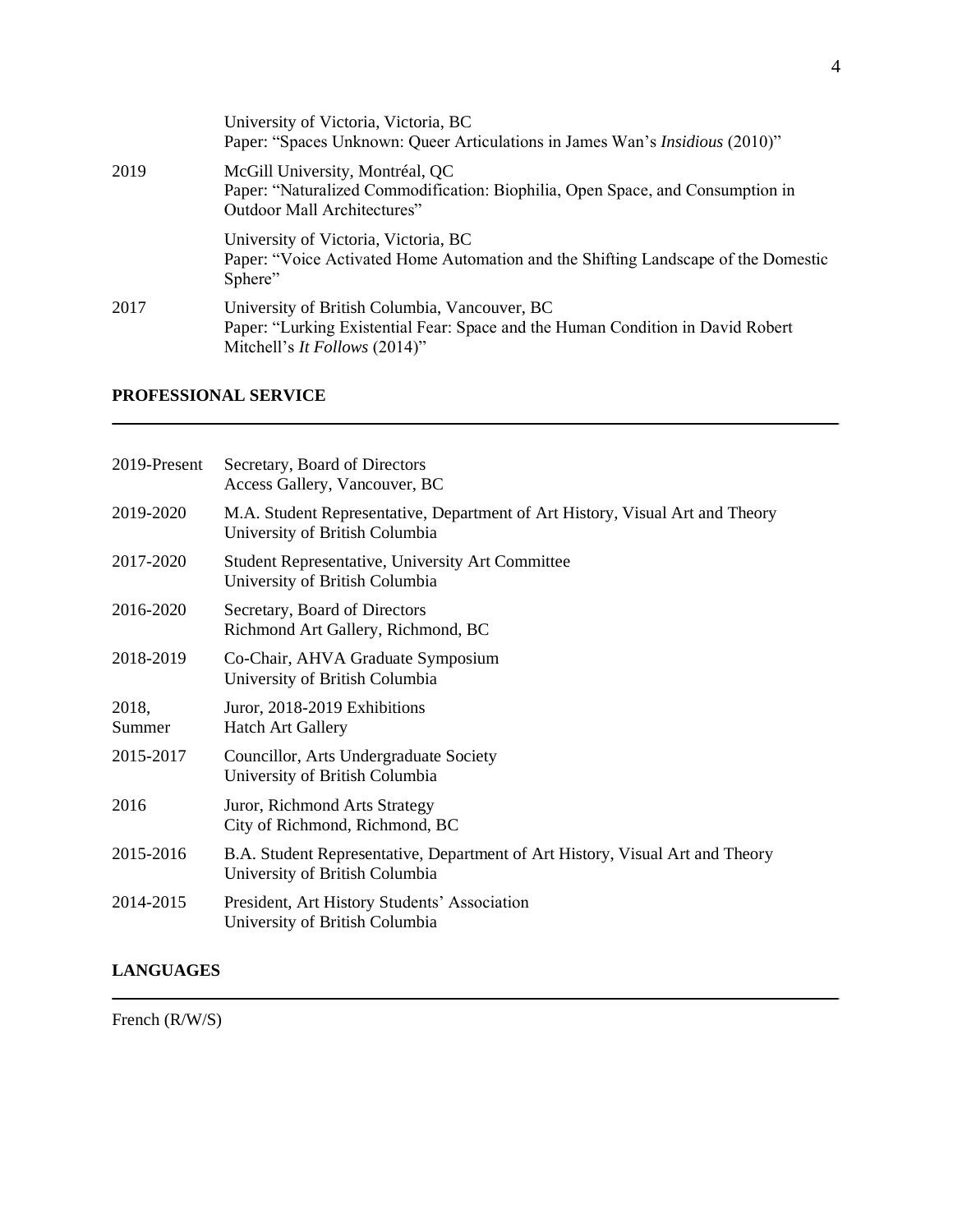| | |
|---|---|
| | University of Victoria, Victoria, BC<br>Paper: "Spaces Unknown: Queer Articulations in James Wan's *Insidious* (2010)" |
| 2019 | McGill University, Montréal, QC<br>Paper: "Naturalized Commodification: Biophilia, Open Space, and Consumption in Outdoor Mall Architectures" |
| | University of Victoria, Victoria, BC<br>Paper: "Voice Activated Home Automation and the Shifting Landscape of the Domestic Sphere" |
| 2017 | University of British Columbia, Vancouver, BC<br>Paper: "Lurking Existential Fear: Space and the Human Condition in David Robert Mitchell's *It Follows* (2014)" |

## PROFESSIONAL SERVICE

| | |
|---|---|
| 2019-Present | Secretary, Board of Directors<br>Access Gallery, Vancouver, BC |
| 2019-2020 | M.A. Student Representative, Department of Art History, Visual Art and Theory<br>University of British Columbia |
| 2017-2020 | Student Representative, University Art Committee<br>University of British Columbia |
| 2016-2020 | Secretary, Board of Directors<br>Richmond Art Gallery, Richmond, BC |
| 2018-2019 | Co-Chair, AHVA Graduate Symposium<br>University of British Columbia |
| 2018, Summer | Juror, 2018-2019 Exhibitions<br>Hatch Art Gallery |
| 2015-2017 | Councillor, Arts Undergraduate Society<br>University of British Columbia |
| 2016 | Juror, Richmond Arts Strategy<br>City of Richmond, Richmond, BC |
| 2015-2016 | B.A. Student Representative, Department of Art History, Visual Art and Theory<br>University of British Columbia |
| 2014-2015 | President, Art History Students' Association<br>University of British Columbia |

## LANGUAGES

French (R/W/S)